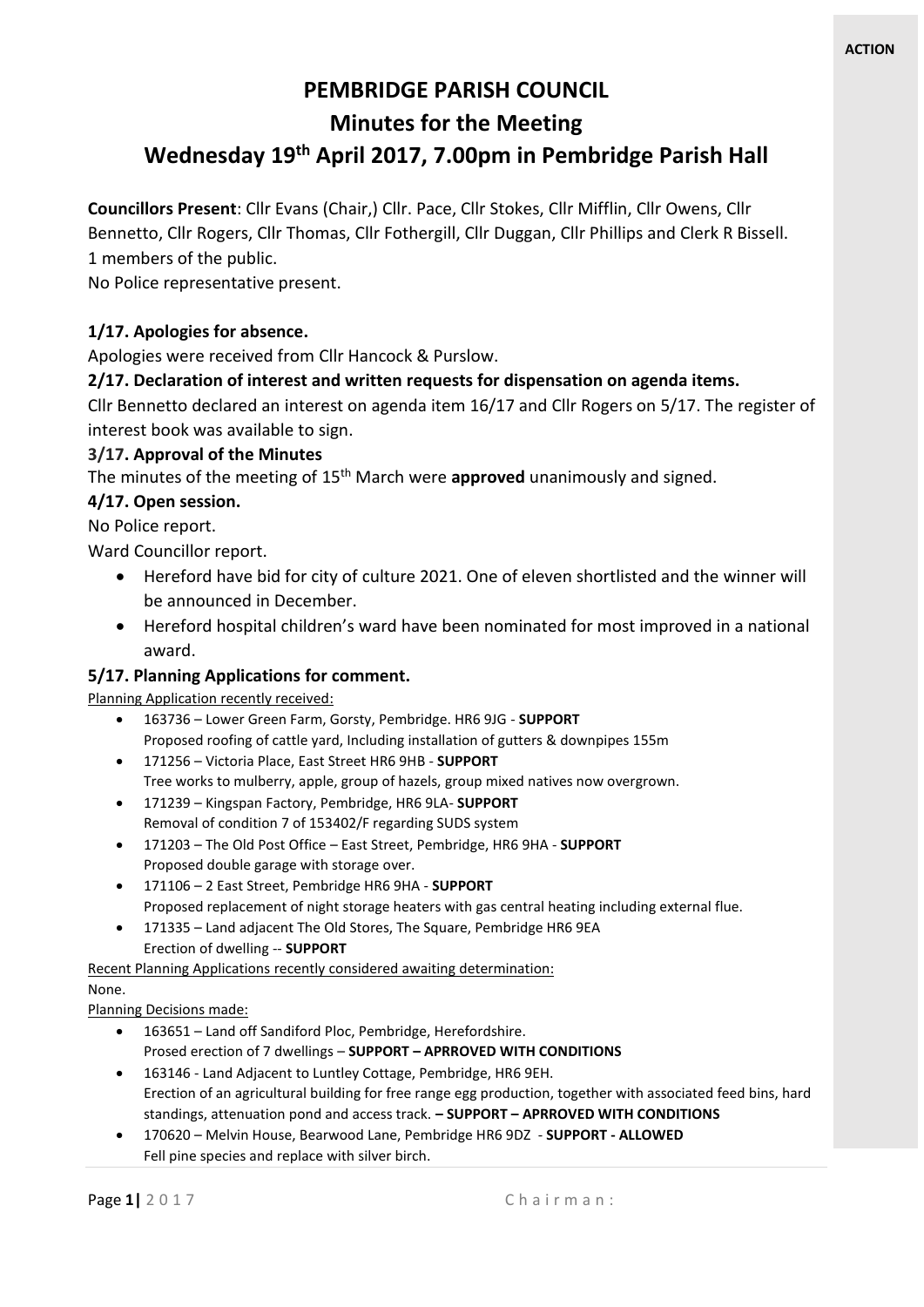**ACTION**

# PEMBRIDGE PARISH COUNCIL

## Minutes for the Meeting

## Wednesday 19th April 2017, 7.00pm in Pembridge Parish Hall

**Councillors Present**: Cllr Evans (Chair,) Cllr. Pace, Cllr Stokes, Cllr Mifflin, Cllr Owens, Cllr Bennetto, Cllr Rogers, Cllr Thomas, Cllr Fothergill, Cllr Duggan, Cllr Phillips and Clerk R Bissell.
1 members of the public.
No Police representative present.

### 1/17. Apologies for absence.

Apologies were received from Cllr Hancock & Purslow.

### 2/17. Declaration of interest and written requests for dispensation on agenda items.

Cllr Bennetto declared an interest on agenda item 16/17 and Cllr Rogers on 5/17. The register of interest book was available to sign.

### 3/17. Approval of the Minutes

The minutes of the meeting of 15th March were **approved** unanimously and signed.

### 4/17. Open session.

No Police report.

Ward Councillor report.

- Hereford have bid for city of culture 2021. One of eleven shortlisted and the winner will be announced in December.
- Hereford hospital children's ward have been nominated for most improved in a national award.

### 5/17. Planning Applications for comment.

Planning Application recently received:

- 163736 – Lower Green Farm, Gorsty, Pembridge. HR6 9JG - **SUPPORT**
  Proposed roofing of cattle yard, Including installation of gutters & downpipes 155m
- 171256 – Victoria Place, East Street HR6 9HB - **SUPPORT**
  Tree works to mulberry, apple, group of hazels, group mixed natives now overgrown.
- 171239 – Kingspan Factory, Pembridge, HR6 9LA- **SUPPORT**
  Removal of condition 7 of 153402/F regarding SUDS system
- 171203 – The Old Post Office – East Street, Pembridge, HR6 9HA - **SUPPORT**
  Proposed double garage with storage over.
- 171106 – 2 East Street, Pembridge HR6 9HA - **SUPPORT**
  Proposed replacement of night storage heaters with gas central heating including external flue.
- 171335 – Land adjacent The Old Stores, The Square, Pembridge HR6 9EA
  Erection of dwelling -- **SUPPORT**

Recent Planning Applications recently considered awaiting determination:

None.

Planning Decisions made:

- 163651 – Land off Sandiford Ploc, Pembridge, Herefordshire.
  Prosed erection of 7 dwellings – **SUPPORT – APRROVED WITH CONDITIONS**
- 163146 - Land Adjacent to Luntley Cottage, Pembridge, HR6 9EH.
  Erection of an agricultural building for free range egg production, together with associated feed bins, hard standings, attenuation pond and access track. **– SUPPORT – APRROVED WITH CONDITIONS**
- 170620 – Melvin House, Bearwood Lane, Pembridge HR6 9DZ - **SUPPORT - ALLOWED**
  Fell pine species and replace with silver birch.

Chairman: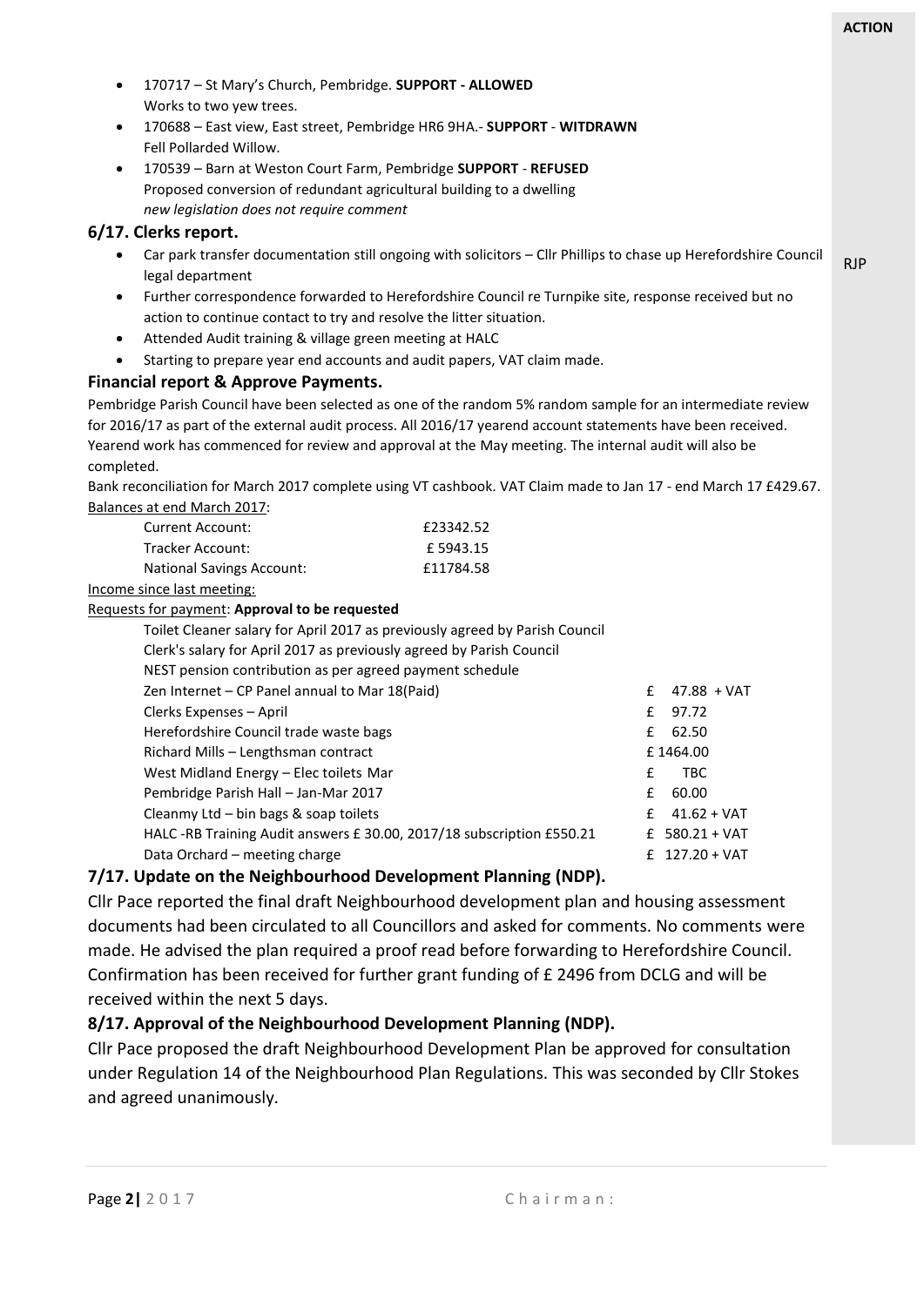**ACTION**

- 170717 – St Mary's Church, Pembridge. **SUPPORT - ALLOWED**
  Works to two yew trees.
- 170688 – East view, East street, Pembridge HR6 9HA.- **SUPPORT** - **WITDRAWN**
  Fell Pollarded Willow.
- 170539 – Barn at Weston Court Farm, Pembridge **SUPPORT** - **REFUSED**
  Proposed conversion of redundant agricultural building to a dwelling
  *new legislation does not require comment*

### 6/17. Clerks report.

- Car park transfer documentation still ongoing with solicitors – Cllr Phillips to chase up Herefordshire Council legal department — RJP
- Further correspondence forwarded to Herefordshire Council re Turnpike site, response received but no action to continue contact to try and resolve the litter situation.
- Attended Audit training & village green meeting at HALC
- Starting to prepare year end accounts and audit papers, VAT claim made.

### Financial report & Approve Payments.

Pembridge Parish Council have been selected as one of the random 5% random sample for an intermediate review for 2016/17 as part of the external audit process. All 2016/17 yearend account statements have been received. Yearend work has commenced for review and approval at the May meeting. The internal audit will also be completed.

Bank reconciliation for March 2017 complete using VT cashbook. VAT Claim made to Jan 17 - end March 17 £429.67.

Balances at end March 2017:

| | |
|---|---|
| Current Account: | £23342.52 |
| Tracker Account: | £ 5943.15 |
| National Savings Account: | £11784.58 |

Income since last meeting:

Requests for payment: **Approval to be requested**

| | |
|---|---|
| Toilet Cleaner salary for April 2017 as previously agreed by Parish Council | |
| Clerk's salary for April 2017 as previously agreed by Parish Council | |
| NEST pension contribution as per agreed payment schedule | |
| Zen Internet – CP Panel annual to Mar 18(Paid) | £ 47.88 + VAT |
| Clerks Expenses – April | £ 97.72 |
| Herefordshire Council trade waste bags | £ 62.50 |
| Richard Mills – Lengthsman contract | £ 1464.00 |
| West Midland Energy – Elec toilets Mar | £ TBC |
| Pembridge Parish Hall – Jan-Mar 2017 | £ 60.00 |
| Cleanmy Ltd – bin bags & soap toilets | £ 41.62 + VAT |
| HALC -RB Training Audit answers £ 30.00, 2017/18 subscription £550.21 | £ 580.21 + VAT |
| Data Orchard – meeting charge | £ 127.20 + VAT |

### 7/17. Update on the Neighbourhood Development Planning (NDP).

Cllr Pace reported the final draft Neighbourhood development plan and housing assessment documents had been circulated to all Councillors and asked for comments. No comments were made. He advised the plan required a proof read before forwarding to Herefordshire Council. Confirmation has been received for further grant funding of £ 2496 from DCLG and will be received within the next 5 days.

### 8/17. Approval of the Neighbourhood Development Planning (NDP).

Cllr Pace proposed the draft Neighbourhood Development Plan be approved for consultation under Regulation 14 of the Neighbourhood Plan Regulations. This was seconded by Cllr Stokes and agreed unanimously.

Chairman: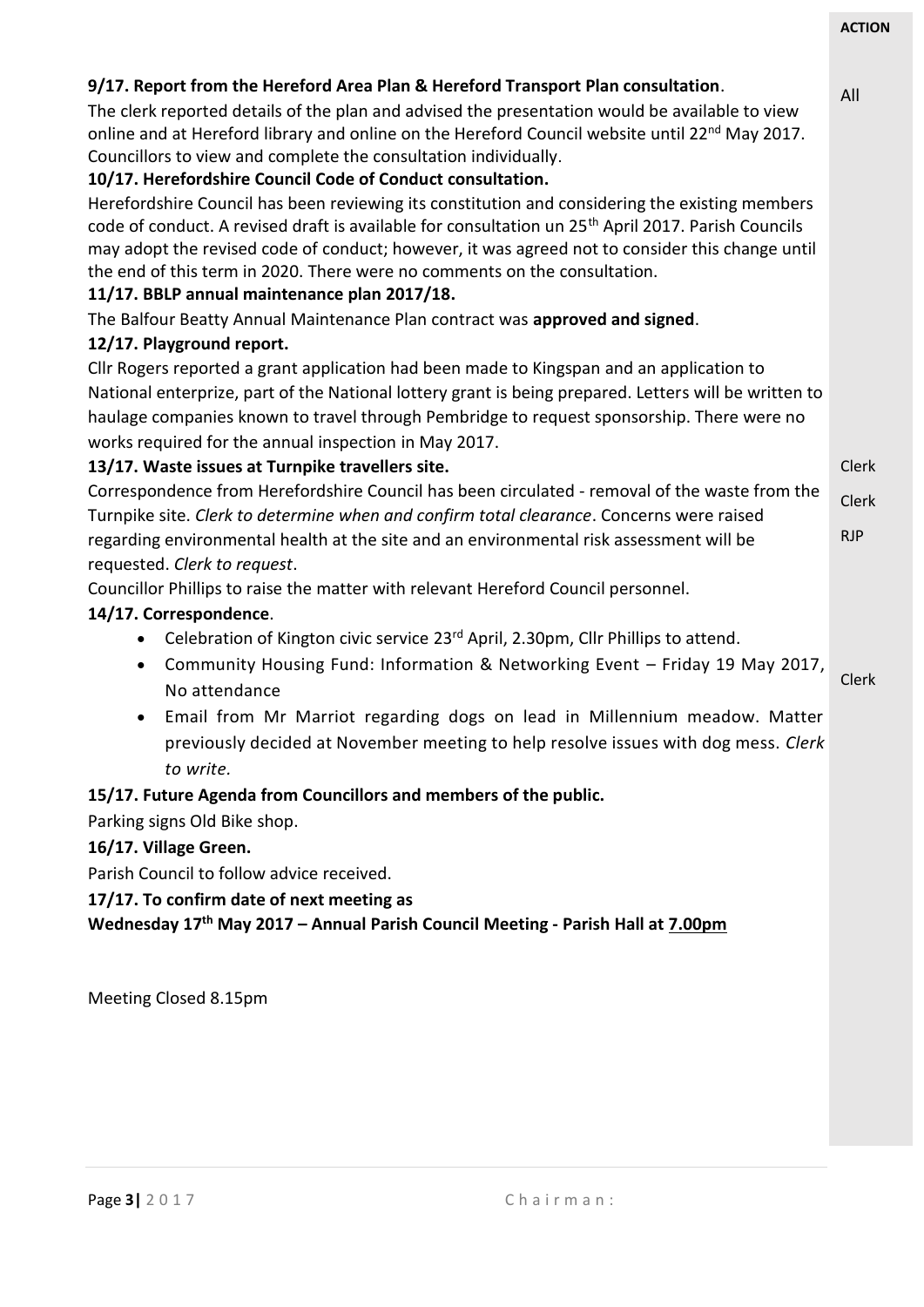**ACTION**

**9/17. Report from the Hereford Area Plan & Hereford Transport Plan consultation**.

The clerk reported details of the plan and advised the presentation would be available to view online and at Hereford library and online on the Hereford Council website until 22nd May 2017. Councillors to view and complete the consultation individually. — All

**10/17. Herefordshire Council Code of Conduct consultation.**

Herefordshire Council has been reviewing its constitution and considering the existing members code of conduct. A revised draft is available for consultation un 25th April 2017. Parish Councils may adopt the revised code of conduct; however, it was agreed not to consider this change until the end of this term in 2020. There were no comments on the consultation.

**11/17. BBLP annual maintenance plan 2017/18.**

The Balfour Beatty Annual Maintenance Plan contract was **approved and signed**.

**12/17. Playground report.**

Cllr Rogers reported a grant application had been made to Kingspan and an application to National enterprize, part of the National lottery grant is being prepared. Letters will be written to haulage companies known to travel through Pembridge to request sponsorship. There were no works required for the annual inspection in May 2017.

**13/17. Waste issues at Turnpike travellers site.**

Correspondence from Herefordshire Council has been circulated - removal of the waste from the Turnpike site. *Clerk to determine when and confirm total clearance*. Concerns were raised regarding environmental health at the site and an environmental risk assessment will be requested. *Clerk to request*. — Clerk / Clerk

Councillor Phillips to raise the matter with relevant Hereford Council personnel. — RJP

**14/17. Correspondence**.

- Celebration of Kington civic service 23rd April, 2.30pm, Cllr Phillips to attend.
- Community Housing Fund: Information & Networking Event – Friday 19 May 2017, No attendance
- Email from Mr Marriot regarding dogs on lead in Millennium meadow. Matter previously decided at November meeting to help resolve issues with dog mess. *Clerk to write.* — Clerk

**15/17. Future Agenda from Councillors and members of the public.**

Parking signs Old Bike shop.

**16/17. Village Green.**

Parish Council to follow advice received.

**17/17. To confirm date of next meeting as**

**Wednesday 17th May 2017 – Annual Parish Council Meeting - Parish Hall at 7.00pm**

Meeting Closed 8.15pm

Chairman: